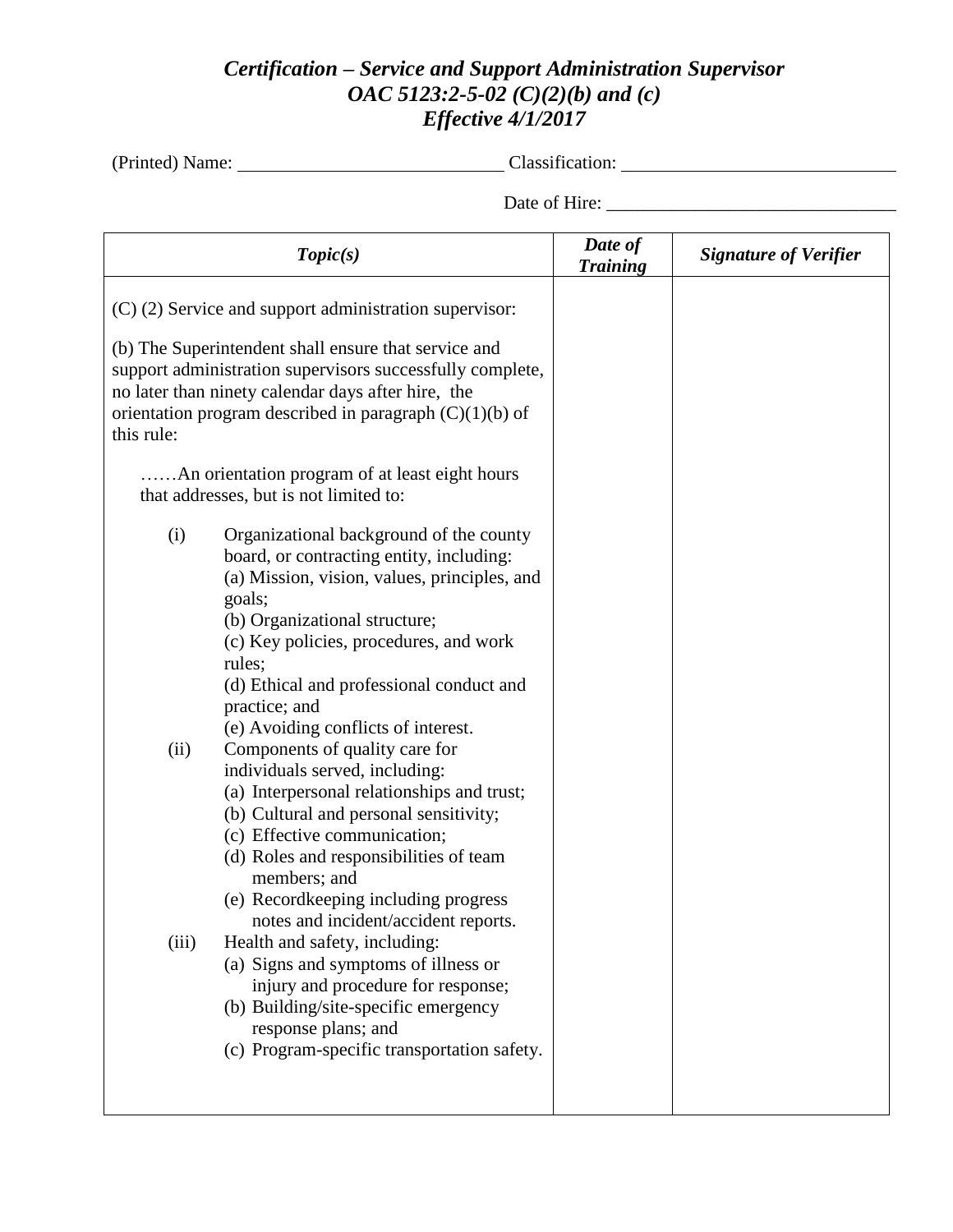# *Certification – Service and Support Administration Supervisor*
## *OAC 5123:2-5-02 (C)(2)(b) and (c)*
## *Effective 4/1/2017*

(Printed) Name: ____________________________ Classification: ____________________________

Date of Hire: ______________________________

| *Topic(s)* | *Date of Training* | *Signature of Verifier* |
|---|---|---|
| (C) (2) Service and support administration supervisor:<br><br>(b) The Superintendent shall ensure that service and support administration supervisors successfully complete, no later than ninety calendar days after hire, the orientation program described in paragraph (C)(1)(b) of this rule:<br><br>……An orientation program of at least eight hours that addresses, but is not limited to:<br><br>(i) Organizational background of the county board, or contracting entity, including:<br>(a) Mission, vision, values, principles, and goals;<br>(b) Organizational structure;<br>(c) Key policies, procedures, and work rules;<br>(d) Ethical and professional conduct and practice; and<br>(e) Avoiding conflicts of interest.<br>(ii) Components of quality care for individuals served, including:<br>(a) Interpersonal relationships and trust;<br>(b) Cultural and personal sensitivity;<br>(c) Effective communication;<br>(d) Roles and responsibilities of team members; and<br>(e) Recordkeeping including progress notes and incident/accident reports.<br>(iii) Health and safety, including:<br>(a) Signs and symptoms of illness or injury and procedure for response;<br>(b) Building/site-specific emergency response plans; and<br>(c) Program-specific transportation safety. | | |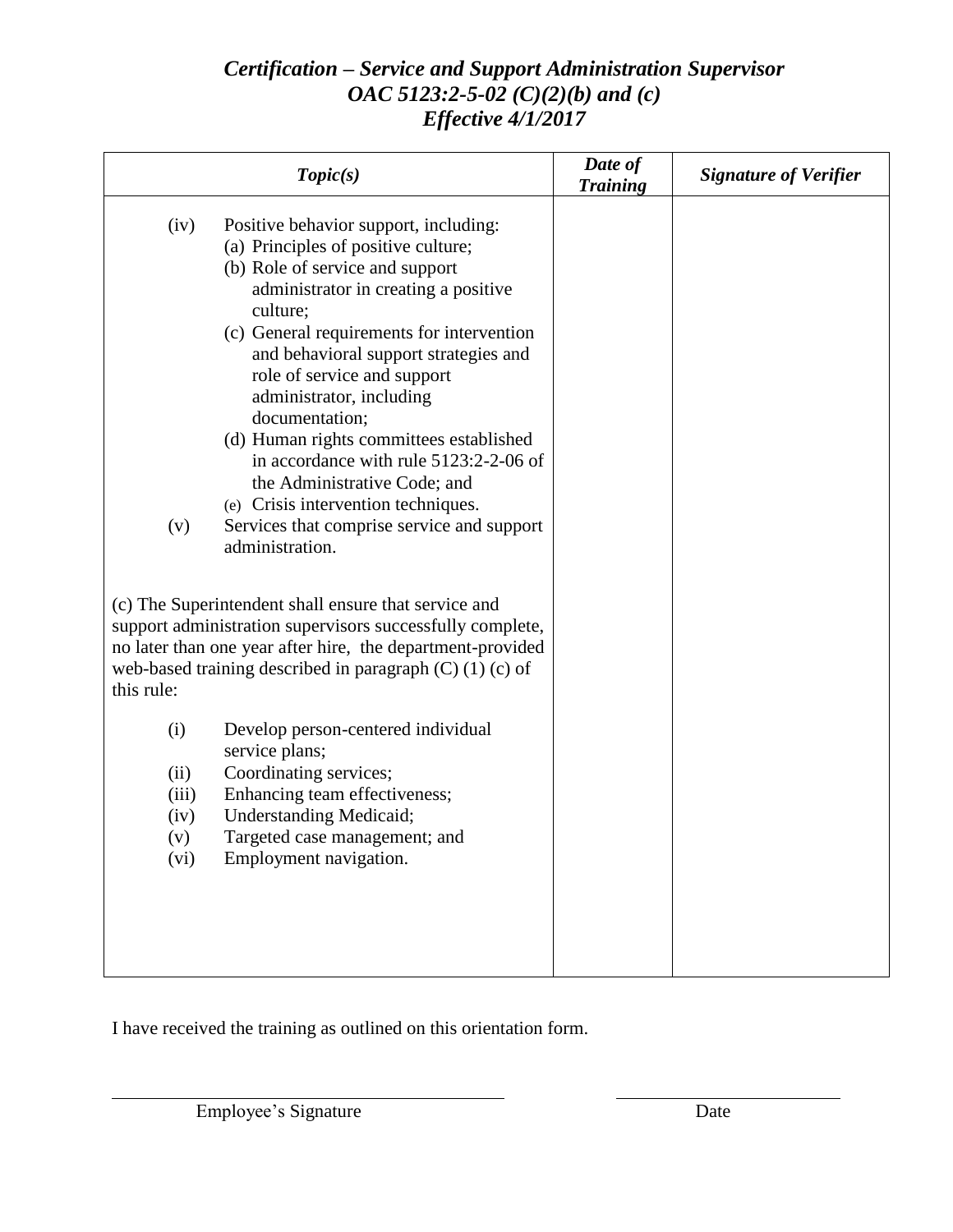# *Certification – Service and Support Administration Supervisor OAC 5123:2-5-02 (C)(2)(b) and (c) Effective 4/1/2017*

| *Topic(s)* | *Date of Training* | *Signature of Verifier* |
|---|---|---|
| (iv) Positive behavior support, including:<br>(a) Principles of positive culture;<br>(b) Role of service and support administrator in creating a positive culture;<br>(c) General requirements for intervention and behavioral support strategies and role of service and support administrator, including documentation;<br>(d) Human rights committees established in accordance with rule 5123:2-2-06 of the Administrative Code; and<br>(e) Crisis intervention techniques.<br>(v) Services that comprise service and support administration.<br><br>(c) The Superintendent shall ensure that service and support administration supervisors successfully complete, no later than one year after hire, the department-provided web-based training described in paragraph (C) (1) (c) of this rule:<br><br>(i) Develop person-centered individual service plans;<br>(ii) Coordinating services;<br>(iii) Enhancing team effectiveness;<br>(iv) Understanding Medicaid;<br>(v) Targeted case management; and<br>(vi) Employment navigation. | | |

I have received the training as outlined on this orientation form.

\_\_\_\_\_\_\_\_\_\_\_\_\_\_\_\_\_\_\_\_\_\_\_\_\_\_\_\_\_\_\_\_ &nbsp;&nbsp;&nbsp;&nbsp; \_\_\_\_\_\_\_\_\_\_\_\_\_\_\_\_\_\_

Employee's Signature &nbsp;&nbsp;&nbsp;&nbsp; Date